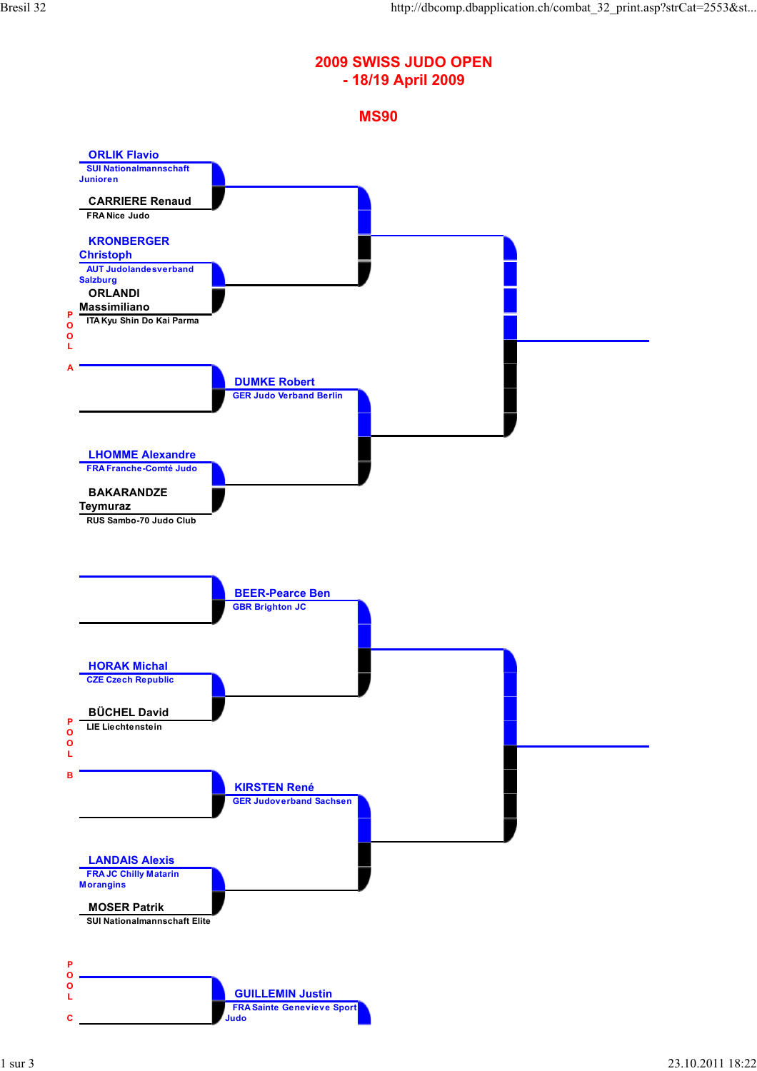# 2009 SWISS JUDO OPEN - 18/19 April 2009

## MS90

### POOL A

ORLIK Flavio
SUI Nationalmannschaft Junioren

CARRIERE Renaud
FRA Nice Judo

KRONBERGER Christoph
AUT Judolandesverband Salzburg

ORLANDI Massimiliano
ITA Kyu Shin Do Kai Parma

DUMKE Robert
GER Judo Verband Berlin

LHOMME Alexandre
FRA Franche-Comté Judo

BAKARANDZE Teymuraz
RUS Sambo-70 Judo Club

### POOL B

BEER-Pearce Ben
GBR Brighton JC

HORAK Michal
CZE Czech Republic

BÜCHEL David
LIE Liechtenstein

KIRSTEN René
GER Judoverband Sachsen

LANDAIS Alexis
FRA JC Chilly Matarin Morangins

MOSER Patrik
SUI Nationalmannschaft Elite

### POOL C

GUILLEMIN Justin
FRA Sainte Genevieve Sport Judo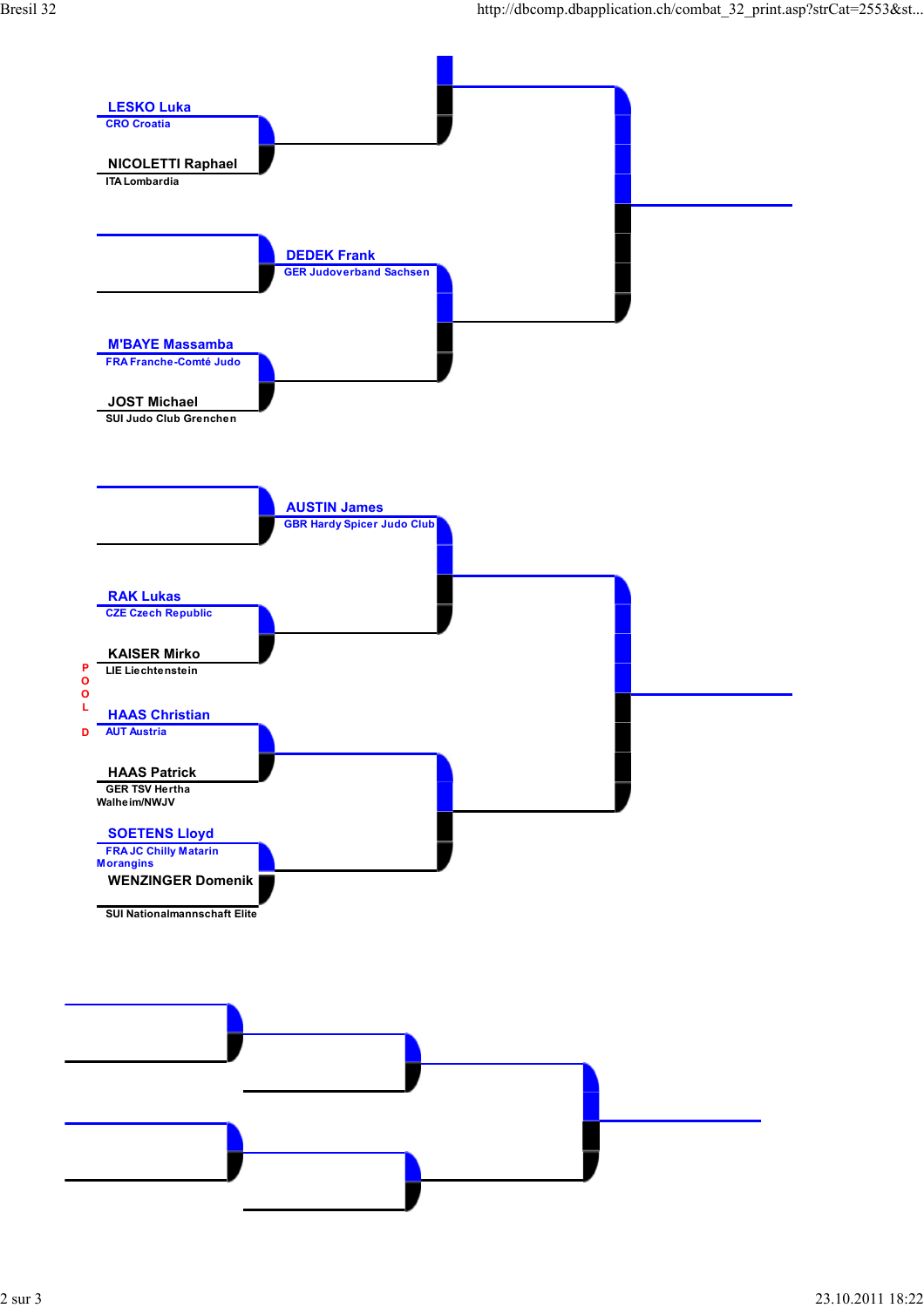LESKO Luka
CRO Croatia

NICOLETTI Raphael
ITA Lombardia

DEDEK Frank
GER Judoverband Sachsen

M'BAYE Massamba
FRA Franche-Comté Judo

JOST Michael
SUI Judo Club Grenchen

AUSTIN James
GBR Hardy Spicer Judo Club

RAK Lukas
CZE Czech Republic

KAISER Mirko
LIE Liechtenstein

POOL D

HAAS Christian
AUT Austria

HAAS Patrick
GER TSV Hertha Walheim/NWJV

SOETENS Lloyd
FRA JC Chilly Matarin Morangins

WENZINGER Domenik
SUI Nationalmannschaft Elite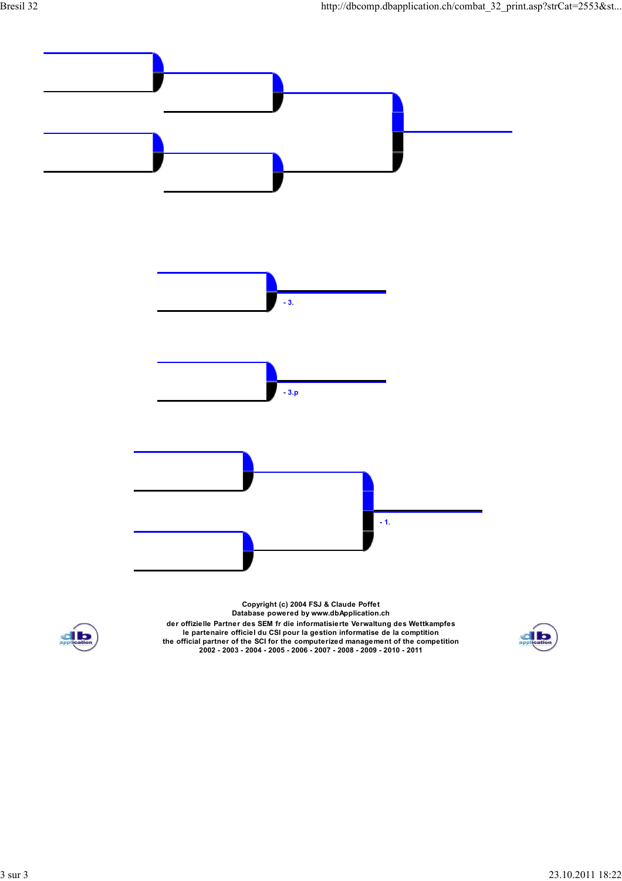- 3.

- 3.p

- 1.

Copyright (c) 2004 FSJ & Claude Poffet
Database powered by www.dbApplication.ch
der offizielle Partner des SEM fr die informatisierte Verwaltung des Wettkampfes
le partenaire officiel du CSI pour la gestion informatise de la comptition
the official partner of the SCI for the computerized management of the competition
2002 - 2003 - 2004 - 2005 - 2006 - 2007 - 2008 - 2009 - 2010 - 2011